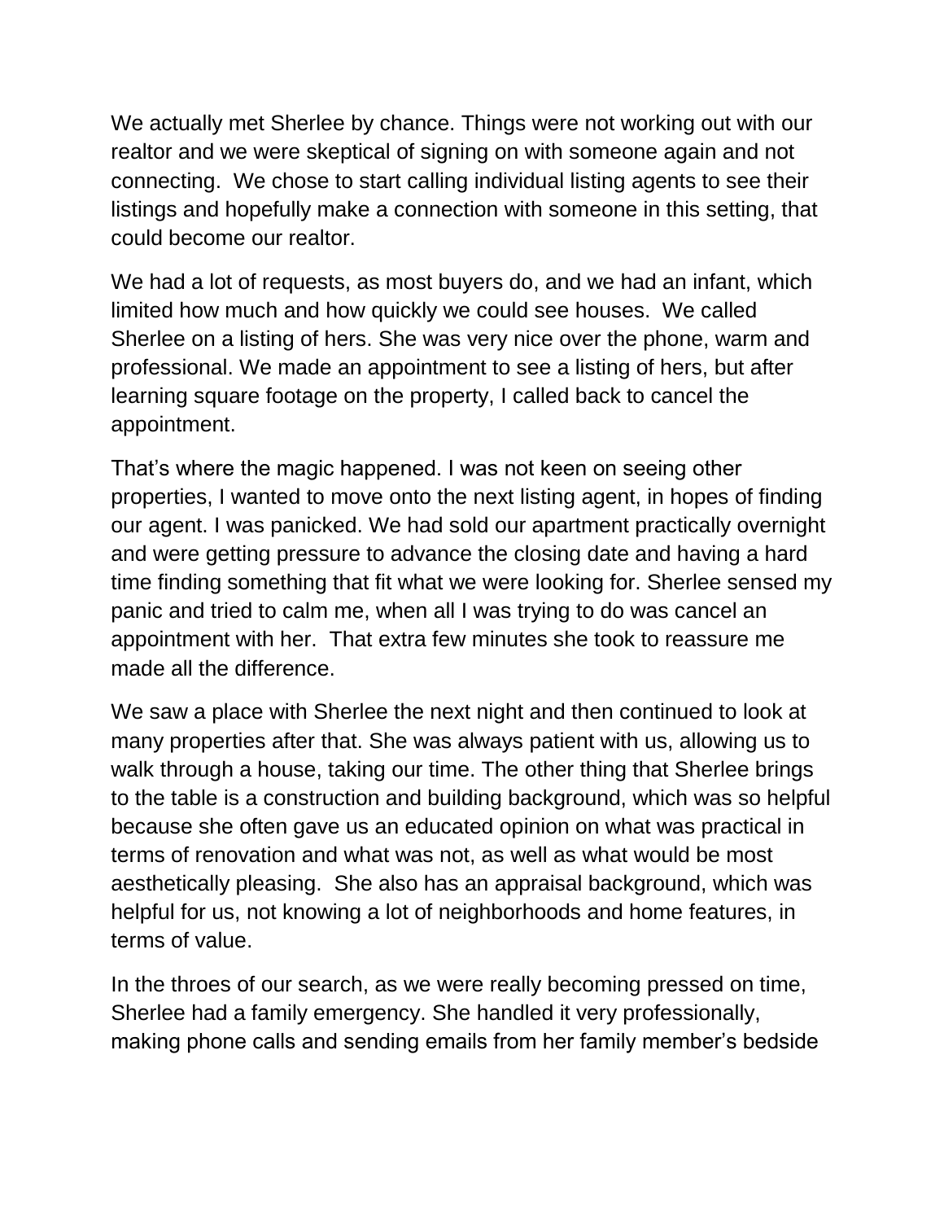We actually met Sherlee by chance. Things were not working out with our realtor and we were skeptical of signing on with someone again and not connecting. We chose to start calling individual listing agents to see their listings and hopefully make a connection with someone in this setting, that could become our realtor.

We had a lot of requests, as most buyers do, and we had an infant, which limited how much and how quickly we could see houses. We called Sherlee on a listing of hers. She was very nice over the phone, warm and professional. We made an appointment to see a listing of hers, but after learning square footage on the property, I called back to cancel the appointment.

That's where the magic happened. I was not keen on seeing other properties, I wanted to move onto the next listing agent, in hopes of finding our agent. I was panicked. We had sold our apartment practically overnight and were getting pressure to advance the closing date and having a hard time finding something that fit what we were looking for. Sherlee sensed my panic and tried to calm me, when all I was trying to do was cancel an appointment with her. That extra few minutes she took to reassure me made all the difference.

We saw a place with Sherlee the next night and then continued to look at many properties after that. She was always patient with us, allowing us to walk through a house, taking our time. The other thing that Sherlee brings to the table is a construction and building background, which was so helpful because she often gave us an educated opinion on what was practical in terms of renovation and what was not, as well as what would be most aesthetically pleasing. She also has an appraisal background, which was helpful for us, not knowing a lot of neighborhoods and home features, in terms of value.

In the throes of our search, as we were really becoming pressed on time, Sherlee had a family emergency. She handled it very professionally, making phone calls and sending emails from her family member's bedside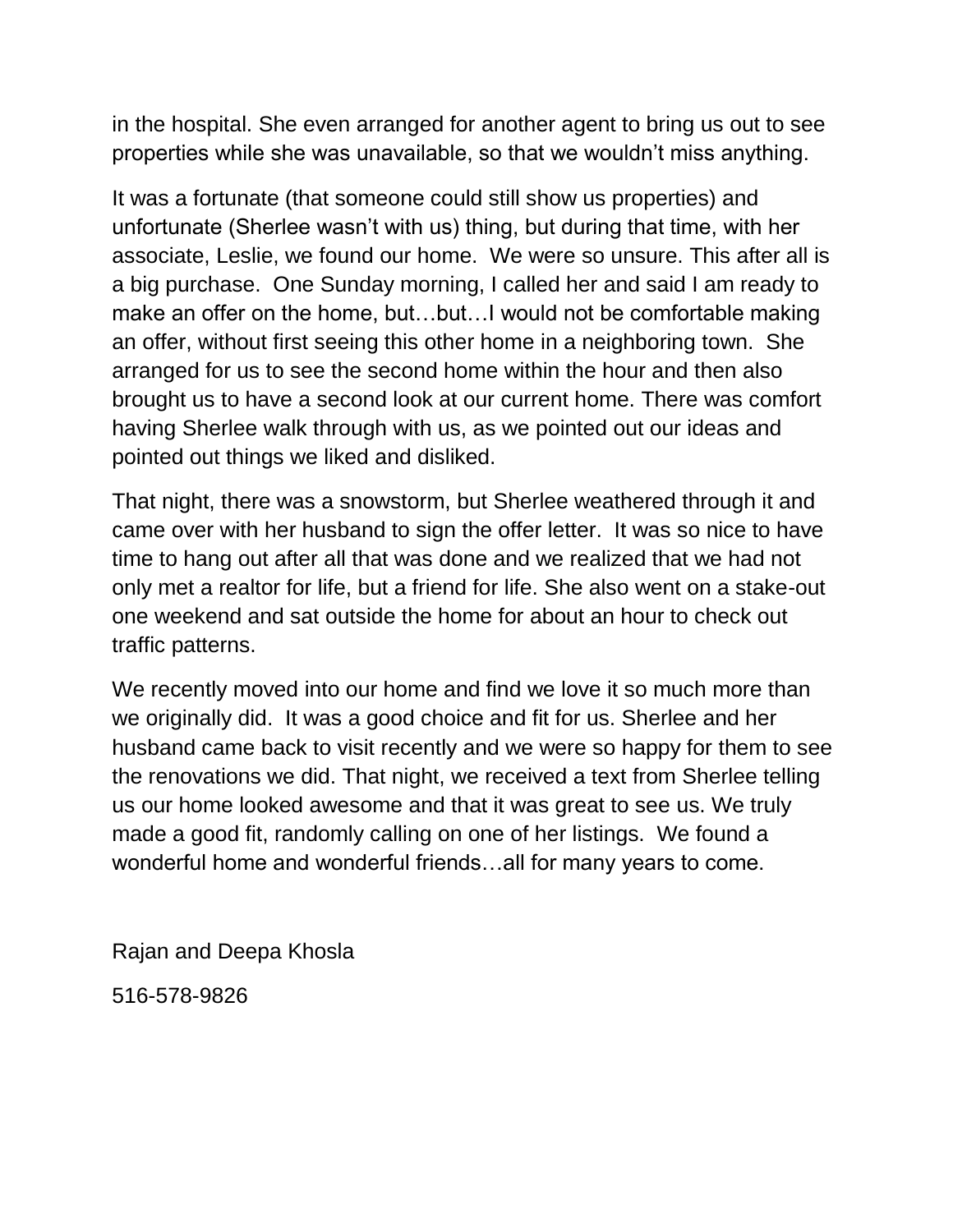in the hospital. She even arranged for another agent to bring us out to see properties while she was unavailable, so that we wouldn't miss anything.

It was a fortunate (that someone could still show us properties) and unfortunate (Sherlee wasn't with us) thing, but during that time, with her associate, Leslie, we found our home. We were so unsure. This after all is a big purchase. One Sunday morning, I called her and said I am ready to make an offer on the home, but…but…I would not be comfortable making an offer, without first seeing this other home in a neighboring town. She arranged for us to see the second home within the hour and then also brought us to have a second look at our current home. There was comfort having Sherlee walk through with us, as we pointed out our ideas and pointed out things we liked and disliked.

That night, there was a snowstorm, but Sherlee weathered through it and came over with her husband to sign the offer letter. It was so nice to have time to hang out after all that was done and we realized that we had not only met a realtor for life, but a friend for life. She also went on a stake-out one weekend and sat outside the home for about an hour to check out traffic patterns.

We recently moved into our home and find we love it so much more than we originally did. It was a good choice and fit for us. Sherlee and her husband came back to visit recently and we were so happy for them to see the renovations we did. That night, we received a text from Sherlee telling us our home looked awesome and that it was great to see us. We truly made a good fit, randomly calling on one of her listings. We found a wonderful home and wonderful friends…all for many years to come.

Rajan and Deepa Khosla

516-578-9826